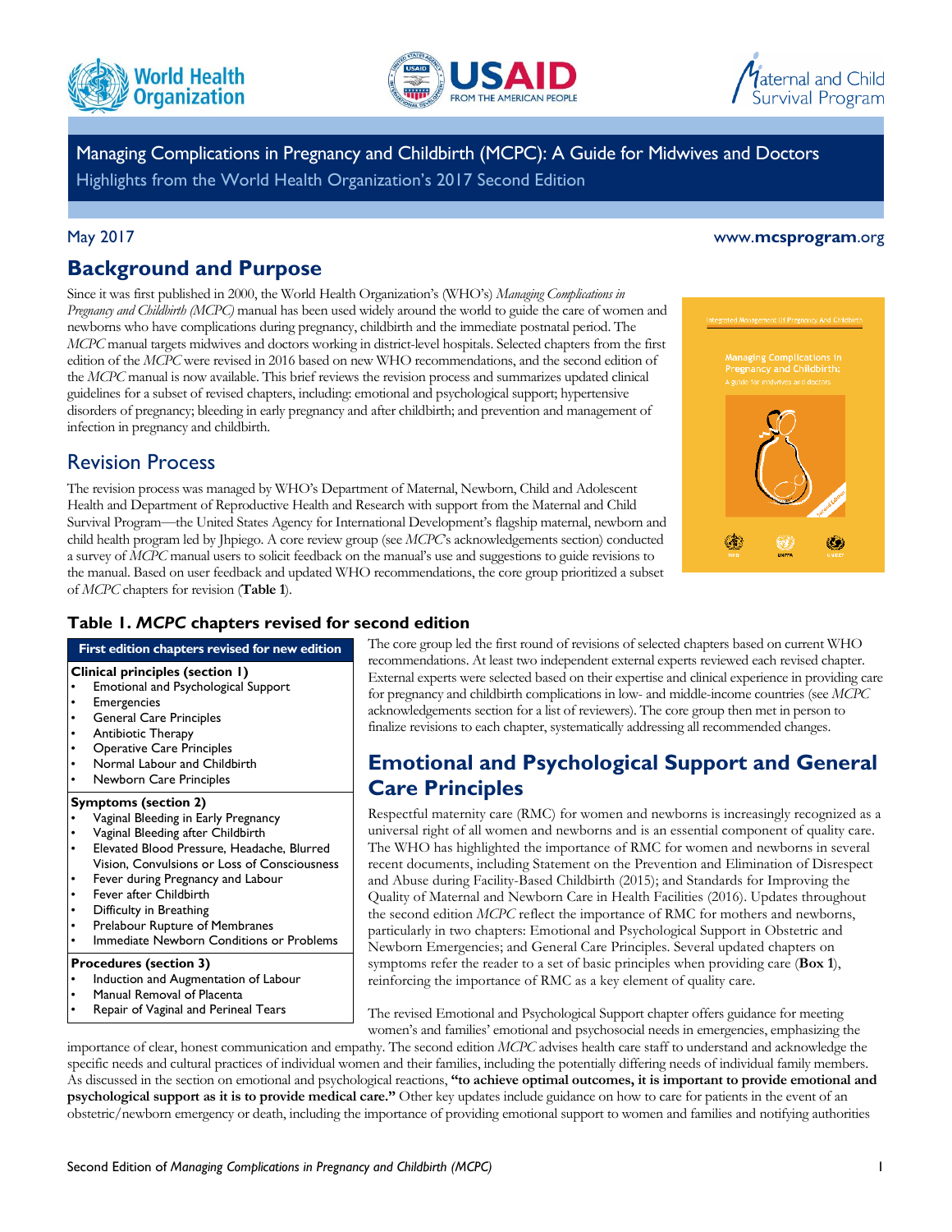# Managing Complications in Pregnancy and Childbirth (MCPC): A Guide for Midwives and Doctors

Highlights from the World Health Organization's 2017 Second Edition

May 2017

www.mcsprogram.org

## Background and Purpose

Since it was first published in 2000, the World Health Organization's (WHO's) *Managing Complications in Pregnancy and Childbirth (MCPC)* manual has been used widely around the world to guide the care of women and newborns who have complications during pregnancy, childbirth and the immediate postnatal period. The *MCPC* manual targets midwives and doctors working in district-level hospitals. Selected chapters from the first edition of the *MCPC* were revised in 2016 based on new WHO recommendations, and the second edition of the *MCPC* manual is now available. This brief reviews the revision process and summarizes updated clinical guidelines for a subset of revised chapters, including: emotional and psychological support; hypertensive disorders of pregnancy; bleeding in early pregnancy and after childbirth; and prevention and management of infection in pregnancy and childbirth.

## Revision Process

The revision process was managed by WHO's Department of Maternal, Newborn, Child and Adolescent Health and Department of Reproductive Health and Research with support from the Maternal and Child Survival Program—the United States Agency for International Development's flagship maternal, newborn and child health program led by Jhpiego. A core review group (see *MCPC*'s acknowledgements section) conducted a survey of *MCPC* manual users to solicit feedback on the manual's use and suggestions to guide revisions to the manual. Based on user feedback and updated WHO recommendations, the core group prioritized a subset of *MCPC* chapters for revision (**Table 1**).

### Table 1. *MCPC* chapters revised for second edition

| First edition chapters revised for new edition |
|---|
| **Clinical principles (section 1)** |
| • Emotional and Psychological Support |
| • Emergencies |
| • General Care Principles |
| • Antibiotic Therapy |
| • Operative Care Principles |
| • Normal Labour and Childbirth |
| • Newborn Care Principles |
| **Symptoms (section 2)** |
| • Vaginal Bleeding in Early Pregnancy |
| • Vaginal Bleeding after Childbirth |
| • Elevated Blood Pressure, Headache, Blurred Vision, Convulsions or Loss of Consciousness |
| • Fever during Pregnancy and Labour |
| • Fever after Childbirth |
| • Difficulty in Breathing |
| • Prelabour Rupture of Membranes |
| • Immediate Newborn Conditions or Problems |
| **Procedures (section 3)** |
| • Induction and Augmentation of Labour |
| • Manual Removal of Placenta |
| • Repair of Vaginal and Perineal Tears |

The core group led the first round of revisions of selected chapters based on current WHO recommendations. At least two independent external experts reviewed each revised chapter. External experts were selected based on their expertise and clinical experience in providing care for pregnancy and childbirth complications in low- and middle-income countries (see *MCPC* acknowledgements section for a list of reviewers). The core group then met in person to finalize revisions to each chapter, systematically addressing all recommended changes.

## Emotional and Psychological Support and General Care Principles

Respectful maternity care (RMC) for women and newborns is increasingly recognized as a universal right of all women and newborns and is an essential component of quality care. The WHO has highlighted the importance of RMC for women and newborns in several recent documents, including Statement on the Prevention and Elimination of Disrespect and Abuse during Facility-Based Childbirth (2015); and Standards for Improving the Quality of Maternal and Newborn Care in Health Facilities (2016). Updates throughout the second edition *MCPC* reflect the importance of RMC for mothers and newborns, particularly in two chapters: Emotional and Psychological Support in Obstetric and Newborn Emergencies; and General Care Principles. Several updated chapters on symptoms refer the reader to a set of basic principles when providing care (**Box 1**), reinforcing the importance of RMC as a key element of quality care.

The revised Emotional and Psychological Support chapter offers guidance for meeting women's and families' emotional and psychosocial needs in emergencies, emphasizing the importance of clear, honest communication and empathy. The second edition *MCPC* advises health care staff to understand and acknowledge the specific needs and cultural practices of individual women and their families, including the potentially differing needs of individual family members. As discussed in the section on emotional and psychological reactions, **"to achieve optimal outcomes, it is important to provide emotional and psychological support as it is to provide medical care."** Other key updates include guidance on how to care for patients in the event of an obstetric/newborn emergency or death, including the importance of providing emotional support to women and families and notifying authorities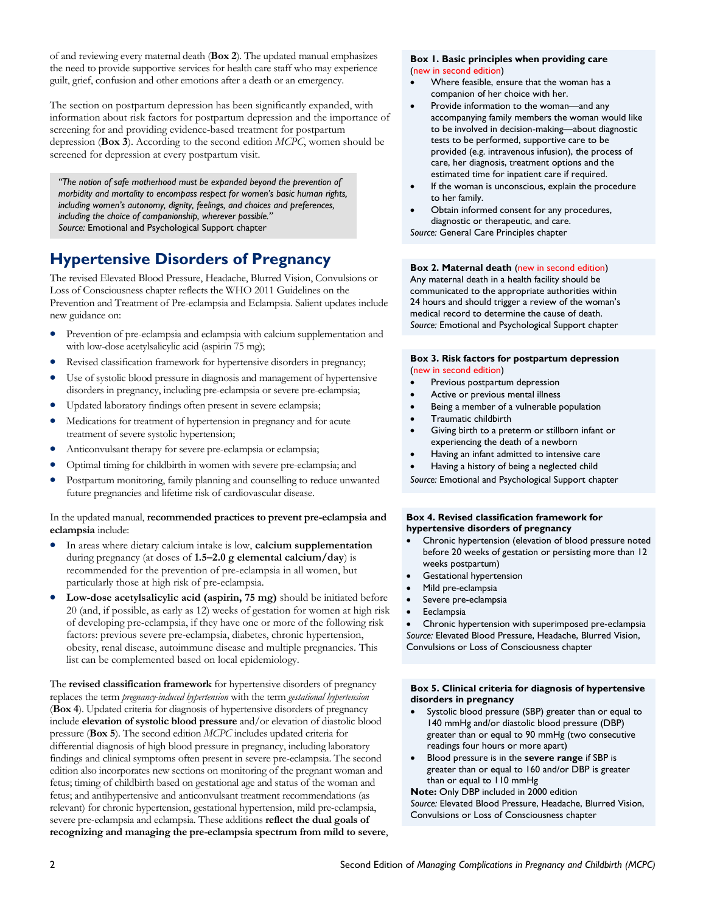of and reviewing every maternal death (**Box 2**). The updated manual emphasizes the need to provide supportive services for health care staff who may experience guilt, grief, confusion and other emotions after a death or an emergency.

The section on postpartum depression has been significantly expanded, with information about risk factors for postpartum depression and the importance of screening for and providing evidence-based treatment for postpartum depression (**Box 3**). According to the second edition *MCPC*, women should be screened for depression at every postpartum visit.

> *"The notion of safe motherhood must be expanded beyond the prevention of morbidity and mortality to encompass respect for women's basic human rights, including women's autonomy, dignity, feelings, and choices and preferences, including the choice of companionship, wherever possible."*
> *Source:* Emotional and Psychological Support chapter

## Hypertensive Disorders of Pregnancy

The revised Elevated Blood Pressure, Headache, Blurred Vision, Convulsions or Loss of Consciousness chapter reflects the WHO 2011 Guidelines on the Prevention and Treatment of Pre-eclampsia and Eclampsia. Salient updates include new guidance on:

- Prevention of pre-eclampsia and eclampsia with calcium supplementation and with low-dose acetylsalicylic acid (aspirin 75 mg);
- Revised classification framework for hypertensive disorders in pregnancy;
- Use of systolic blood pressure in diagnosis and management of hypertensive disorders in pregnancy, including pre-eclampsia or severe pre-eclampsia;
- Updated laboratory findings often present in severe eclampsia;
- Medications for treatment of hypertension in pregnancy and for acute treatment of severe systolic hypertension;
- Anticonvulsant therapy for severe pre-eclampsia or eclampsia;
- Optimal timing for childbirth in women with severe pre-eclampsia; and
- Postpartum monitoring, family planning and counselling to reduce unwanted future pregnancies and lifetime risk of cardiovascular disease.

In the updated manual, **recommended practices to prevent pre-eclampsia and eclampsia** include:

- In areas where dietary calcium intake is low, **calcium supplementation** during pregnancy (at doses of **1.5–2.0 g elemental calcium/day**) is recommended for the prevention of pre-eclampsia in all women, but particularly those at high risk of pre-eclampsia.
- **Low-dose acetylsalicylic acid (aspirin, 75 mg)** should be initiated before 20 (and, if possible, as early as 12) weeks of gestation for women at high risk of developing pre-eclampsia, if they have one or more of the following risk factors: previous severe pre-eclampsia, diabetes, chronic hypertension, obesity, renal disease, autoimmune disease and multiple pregnancies. This list can be complemented based on local epidemiology.

The **revised classification framework** for hypertensive disorders of pregnancy replaces the term *pregnancy-induced hypertension* with the term *gestational hypertension* (**Box 4**). Updated criteria for diagnosis of hypertensive disorders of pregnancy include **elevation of systolic blood pressure** and/or elevation of diastolic blood pressure (**Box 5**). The second edition *MCPC* includes updated criteria for differential diagnosis of high blood pressure in pregnancy, including laboratory findings and clinical symptoms often present in severe pre-eclampsia. The second edition also incorporates new sections on monitoring of the pregnant woman and fetus; timing of childbirth based on gestational age and status of the woman and fetus; and antihypertensive and anticonvulsant treatment recommendations (as relevant) for chronic hypertension, gestational hypertension, mild pre-eclampsia, severe pre-eclampsia and eclampsia. These additions **reflect the dual goals of recognizing and managing the pre-eclampsia spectrum from mild to severe**,

**Box 1. Basic principles when providing care** (new in second edition)

- Where feasible, ensure that the woman has a companion of her choice with her.
- Provide information to the woman—and any accompanying family members the woman would like to be involved in decision-making—about diagnostic tests to be performed, supportive care to be provided (e.g. intravenous infusion), the process of care, her diagnosis, treatment options and the estimated time for inpatient care if required.
- If the woman is unconscious, explain the procedure to her family.
- Obtain informed consent for any procedures, diagnostic or therapeutic, and care.

*Source:* General Care Principles chapter

**Box 2. Maternal death** (new in second edition)

Any maternal death in a health facility should be communicated to the appropriate authorities within 24 hours and should trigger a review of the woman's medical record to determine the cause of death.

*Source:* Emotional and Psychological Support chapter

**Box 3. Risk factors for postpartum depression** (new in second edition)

- Previous postpartum depression
- Active or previous mental illness
- Being a member of a vulnerable population
- Traumatic childbirth
- Giving birth to a preterm or stillborn infant or experiencing the death of a newborn
- Having an infant admitted to intensive care
- Having a history of being a neglected child

*Source:* Emotional and Psychological Support chapter

**Box 4. Revised classification framework for hypertensive disorders of pregnancy**

- Chronic hypertension (elevation of blood pressure noted before 20 weeks of gestation or persisting more than 12 weeks postpartum)
- Gestational hypertension
- Mild pre-eclampsia
- Severe pre-eclampsia
- Eeclampsia
- Chronic hypertension with superimposed pre-eclampsia

*Source:* Elevated Blood Pressure, Headache, Blurred Vision, Convulsions or Loss of Consciousness chapter

**Box 5. Clinical criteria for diagnosis of hypertensive disorders in pregnancy**

- Systolic blood pressure (SBP) greater than or equal to 140 mmHg and/or diastolic blood pressure (DBP) greater than or equal to 90 mmHg (two consecutive readings four hours or more apart)
- Blood pressure is in the **severe range** if SBP is greater than or equal to 160 and/or DBP is greater than or equal to 110 mmHg

**Note:** Only DBP included in 2000 edition

*Source:* Elevated Blood Pressure, Headache, Blurred Vision, Convulsions or Loss of Consciousness chapter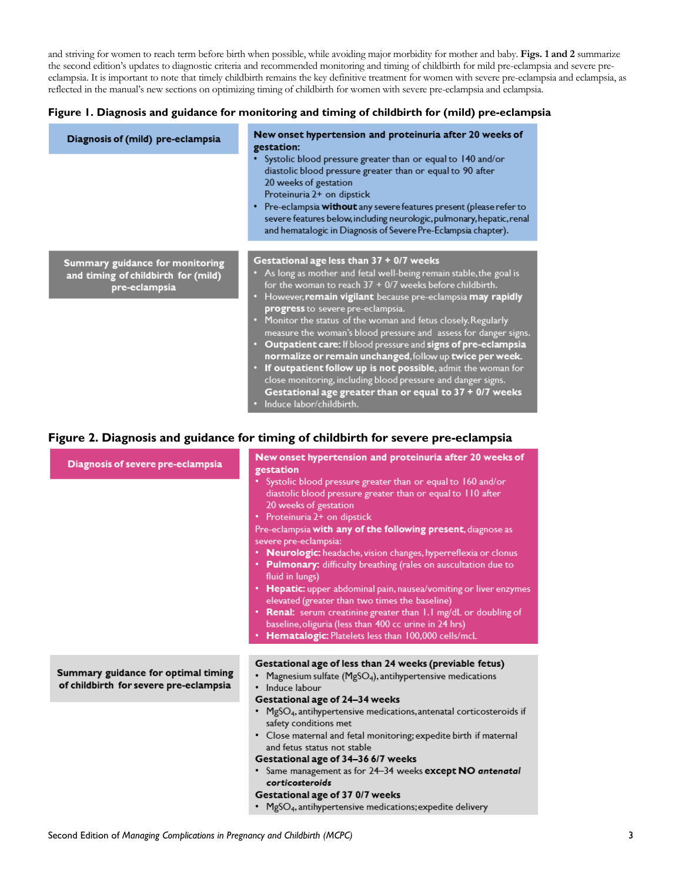and striving for women to reach term before birth when possible, while avoiding major morbidity for mother and baby. **Figs. 1 and 2** summarize the second edition's updates to diagnostic criteria and recommended monitoring and timing of childbirth for mild pre-eclampsia and severe pre-eclampsia. It is important to note that timely childbirth remains the key definitive treatment for women with severe pre-eclampsia and eclampsia, as reflected in the manual's new sections on optimizing timing of childbirth for women with severe pre-eclampsia and eclampsia.

**Figure 1. Diagnosis and guidance for monitoring and timing of childbirth for (mild) pre-eclampsia**

| | |
|---|---|
| **Diagnosis of (mild) pre-eclampsia** | **New onset hypertension and proteinuria after 20 weeks of gestation:**<br>• Systolic blood pressure greater than or equal to 140 and/or diastolic blood pressure greater than or equal to 90 after 20 weeks of gestation<br>Proteinuria 2+ on dipstick<br>• Pre-eclampsia **without** any severe features present (please refer to severe features below, including neurologic, pulmonary, hepatic, renal and hematologic in Diagnosis of Severe Pre-Eclampsia chapter). |
| **Summary guidance for monitoring and timing of childbirth for (mild) pre-eclampsia** | **Gestational age less than 37 + 0/7 weeks**<br>• As long as mother and fetal well-being remain stable, the goal is for the woman to reach 37 + 0/7 weeks before childbirth.<br>• However, **remain vigilant** because pre-eclampsia **may rapidly progress** to severe pre-eclampsia.<br>• Monitor the status of the woman and fetus closely. Regularly measure the woman's blood pressure and assess for danger signs.<br>• **Outpatient care:** If blood pressure and **signs of pre-eclampsia normalize or remain unchanged**, follow up **twice per week**.<br>• **If outpatient follow up is not possible**, admit the woman for close monitoring, including blood pressure and danger signs.<br>**Gestational age greater than or equal to 37 + 0/7 weeks**<br>• Induce labor/childbirth. |

**Figure 2. Diagnosis and guidance for timing of childbirth for severe pre-eclampsia**

| | |
|---|---|
| **Diagnosis of severe pre-eclampsia** | **New onset hypertension and proteinuria after 20 weeks of gestation**<br>• Systolic blood pressure greater than or equal to 160 and/or diastolic blood pressure greater than or equal to 110 after 20 weeks of gestation<br>• Proteinuria 2+ on dipstick<br>Pre-eclampsia **with any of the following present**, diagnose as severe pre-eclampsia:<br>• **Neurologic:** headache, vision changes, hyperreflexia or clonus<br>• **Pulmonary:** difficulty breathing (rales on auscultation due to fluid in lungs)<br>• **Hepatic:** upper abdominal pain, nausea/vomiting or liver enzymes elevated (greater than two times the baseline)<br>• **Renal:** serum creatinine greater than 1.1 mg/dL or doubling of baseline, oliguria (less than 400 cc urine in 24 hrs)<br>• **Hematologic:** Platelets less than 100,000 cells/mcL |
| **Summary guidance for optimal timing of childbirth for severe pre-eclampsia** | **Gestational age of less than 24 weeks (previable fetus)**<br>• Magnesium sulfate ($MgSO_4$), antihypertensive medications<br>• Induce labour<br>**Gestational age of 24–34 weeks**<br>• $MgSO_4$, antihypertensive medications, antenatal corticosteroids if safety conditions met<br>• Close maternal and fetal monitoring; expedite birth if maternal and fetus status not stable<br>**Gestational age of 34–36 6/7 weeks**<br>• Same management as for 24–34 weeks **except NO *antenatal corticosteroids***<br>**Gestational age of 37 0/7 weeks**<br>• $MgSO_4$, antihypertensive medications; expedite delivery |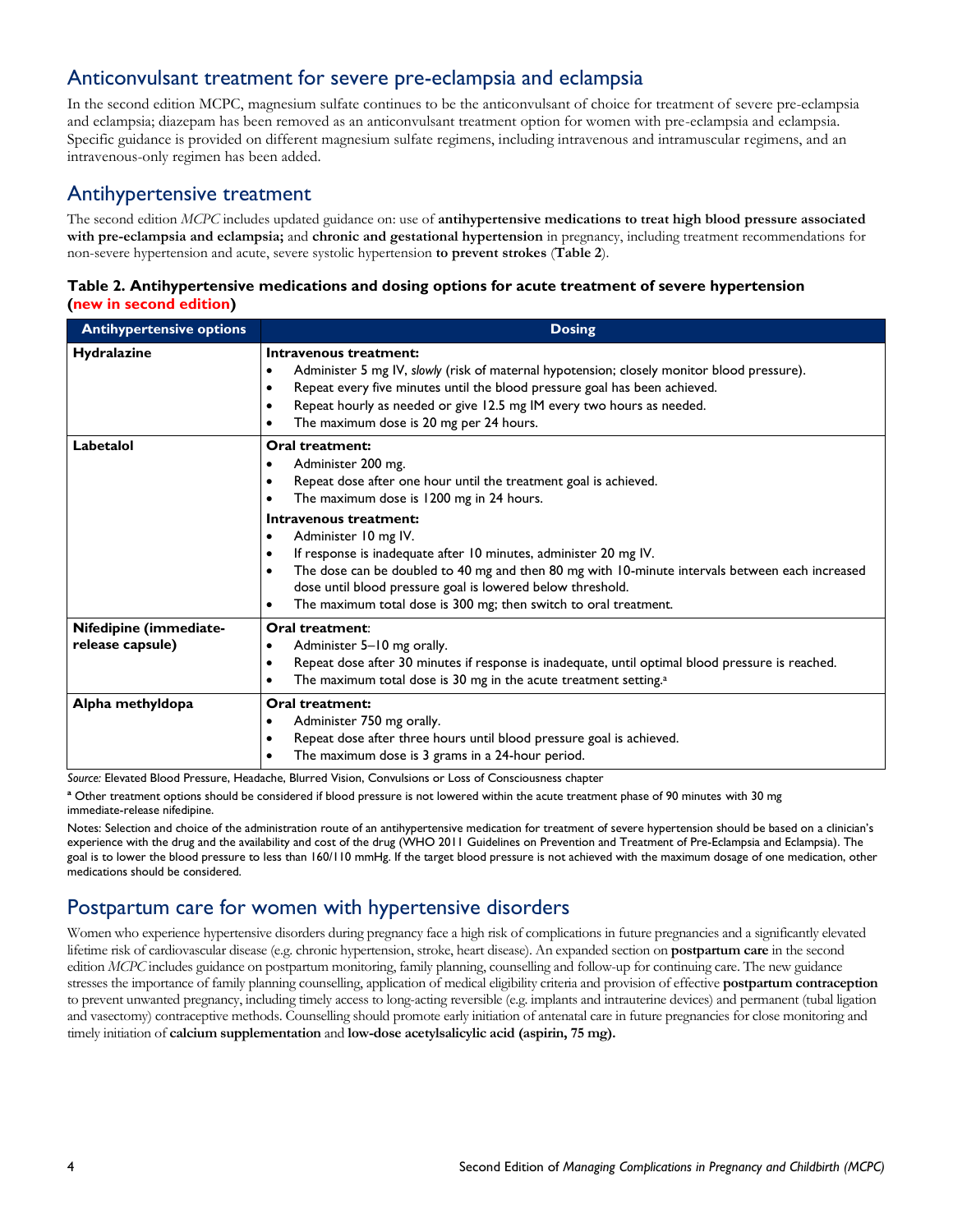## Anticonvulsant treatment for severe pre-eclampsia and eclampsia

In the second edition MCPC, magnesium sulfate continues to be the anticonvulsant of choice for treatment of severe pre-eclampsia and eclampsia; diazepam has been removed as an anticonvulsant treatment option for women with pre-eclampsia and eclampsia. Specific guidance is provided on different magnesium sulfate regimens, including intravenous and intramuscular regimens, and an intravenous-only regimen has been added.

## Antihypertensive treatment

The second edition *MCPC* includes updated guidance on: use of **antihypertensive medications to treat high blood pressure associated with pre-eclampsia and eclampsia;** and **chronic and gestational hypertension** in pregnancy, including treatment recommendations for non-severe hypertension and acute, severe systolic hypertension **to prevent strokes** (**Table 2**).

**Table 2. Antihypertensive medications and dosing options for acute treatment of severe hypertension (new in second edition)**

| Antihypertensive options | Dosing |
|---|---|
| **Hydralazine** | **Intravenous treatment:**<br>• Administer 5 mg IV, *slowly* (risk of maternal hypotension; closely monitor blood pressure).<br>• Repeat every five minutes until the blood pressure goal has been achieved.<br>• Repeat hourly as needed or give 12.5 mg IM every two hours as needed.<br>• The maximum dose is 20 mg per 24 hours. |
| **Labetalol** | **Oral treatment:**<br>• Administer 200 mg.<br>• Repeat dose after one hour until the treatment goal is achieved.<br>• The maximum dose is 1200 mg in 24 hours.<br>**Intravenous treatment:**<br>• Administer 10 mg IV.<br>• If response is inadequate after 10 minutes, administer 20 mg IV.<br>• The dose can be doubled to 40 mg and then 80 mg with 10-minute intervals between each increased dose until blood pressure goal is lowered below threshold.<br>• The maximum total dose is 300 mg; then switch to oral treatment. |
| **Nifedipine (immediate-release capsule)** | **Oral treatment**:<br>• Administer 5–10 mg orally.<br>• Repeat dose after 30 minutes if response is inadequate, until optimal blood pressure is reached.<br>• The maximum total dose is 30 mg in the acute treatment setting.[a] |
| **Alpha methyldopa** | **Oral treatment:**<br>• Administer 750 mg orally.<br>• Repeat dose after three hours until blood pressure goal is achieved.<br>• The maximum dose is 3 grams in a 24-hour period. |

*Source:* Elevated Blood Pressure, Headache, Blurred Vision, Convulsions or Loss of Consciousness chapter

[a] Other treatment options should be considered if blood pressure is not lowered within the acute treatment phase of 90 minutes with 30 mg immediate-release nifedipine.

Notes: Selection and choice of the administration route of an antihypertensive medication for treatment of severe hypertension should be based on a clinician's experience with the drug and the availability and cost of the drug (WHO 2011 Guidelines on Prevention and Treatment of Pre-Eclampsia and Eclampsia). The goal is to lower the blood pressure to less than 160/110 mmHg. If the target blood pressure is not achieved with the maximum dosage of one medication, other medications should be considered.

## Postpartum care for women with hypertensive disorders

Women who experience hypertensive disorders during pregnancy face a high risk of complications in future pregnancies and a significantly elevated lifetime risk of cardiovascular disease (e.g. chronic hypertension, stroke, heart disease). An expanded section on **postpartum care** in the second edition *MCPC* includes guidance on postpartum monitoring, family planning, counselling and follow-up for continuing care. The new guidance stresses the importance of family planning counselling, application of medical eligibility criteria and provision of effective **postpartum contraception** to prevent unwanted pregnancy, including timely access to long-acting reversible (e.g. implants and intrauterine devices) and permanent (tubal ligation and vasectomy) contraceptive methods. Counselling should promote early initiation of antenatal care in future pregnancies for close monitoring and timely initiation of **calcium supplementation** and **low-dose acetylsalicylic acid (aspirin, 75 mg).**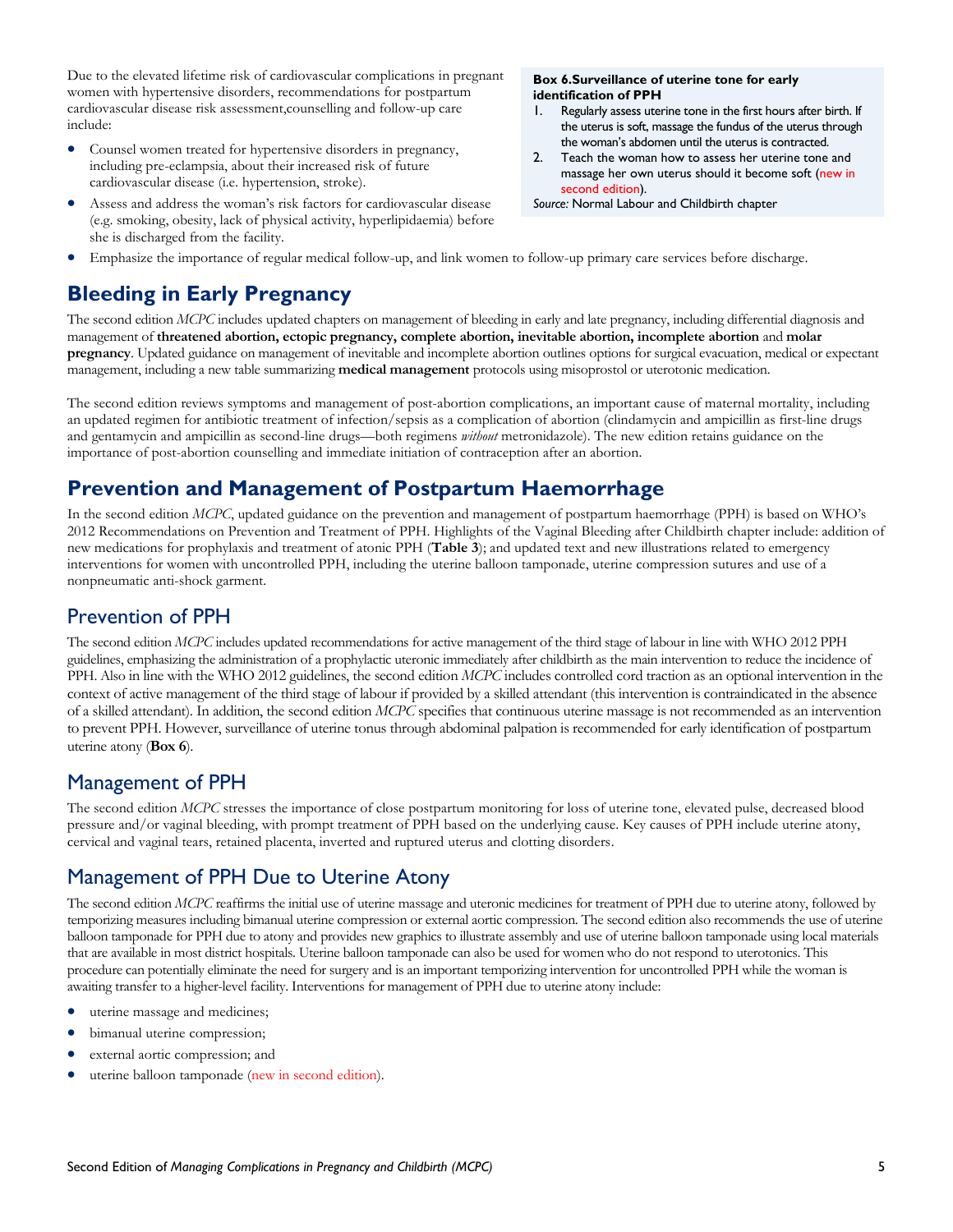Due to the elevated lifetime risk of cardiovascular complications in pregnant women with hypertensive disorders, recommendations for postpartum cardiovascular disease risk assessment,counselling and follow-up care include:

- Counsel women treated for hypertensive disorders in pregnancy, including pre-eclampsia, about their increased risk of future cardiovascular disease (i.e. hypertension, stroke).
- Assess and address the woman's risk factors for cardiovascular disease (e.g. smoking, obesity, lack of physical activity, hyperlipidaemia) before she is discharged from the facility.
- Emphasize the importance of regular medical follow-up, and link women to follow-up primary care services before discharge.

> **Box 6.Surveillance of uterine tone for early identification of PPH**
>
> 1. Regularly assess uterine tone in the first hours after birth. If the uterus is soft, massage the fundus of the uterus through the woman's abdomen until the uterus is contracted.
> 2. Teach the woman how to assess her uterine tone and massage her own uterus should it become soft (new in second edition).
>
> *Source:* Normal Labour and Childbirth chapter

# Bleeding in Early Pregnancy

The second edition *MCPC* includes updated chapters on management of bleeding in early and late pregnancy, including differential diagnosis and management of **threatened abortion, ectopic pregnancy, complete abortion, inevitable abortion, incomplete abortion** and **molar pregnancy**. Updated guidance on management of inevitable and incomplete abortion outlines options for surgical evacuation, medical or expectant management, including a new table summarizing **medical management** protocols using misoprostol or uterotonic medication.

The second edition reviews symptoms and management of post-abortion complications, an important cause of maternal mortality, including an updated regimen for antibiotic treatment of infection/sepsis as a complication of abortion (clindamycin and ampicillin as first-line drugs and gentamycin and ampicillin as second-line drugs—both regimens *without* metronidazole). The new edition retains guidance on the importance of post-abortion counselling and immediate initiation of contraception after an abortion.

# Prevention and Management of Postpartum Haemorrhage

In the second edition *MCPC*, updated guidance on the prevention and management of postpartum haemorrhage (PPH) is based on WHO's 2012 Recommendations on Prevention and Treatment of PPH. Highlights of the Vaginal Bleeding after Childbirth chapter include: addition of new medications for prophylaxis and treatment of atonic PPH (**Table 3**); and updated text and new illustrations related to emergency interventions for women with uncontrolled PPH, including the uterine balloon tamponade, uterine compression sutures and use of a nonpneumatic anti-shock garment.

## Prevention of PPH

The second edition *MCPC* includes updated recommendations for active management of the third stage of labour in line with WHO 2012 PPH guidelines, emphasizing the administration of a prophylactic uteronic immediately after childbirth as the main intervention to reduce the incidence of PPH. Also in line with the WHO 2012 guidelines, the second edition *MCPC* includes controlled cord traction as an optional intervention in the context of active management of the third stage of labour if provided by a skilled attendant (this intervention is contraindicated in the absence of a skilled attendant). In addition, the second edition *MCPC* specifies that continuous uterine massage is not recommended as an intervention to prevent PPH. However, surveillance of uterine tonus through abdominal palpation is recommended for early identification of postpartum uterine atony (**Box 6**).

## Management of PPH

The second edition *MCPC* stresses the importance of close postpartum monitoring for loss of uterine tone, elevated pulse, decreased blood pressure and/or vaginal bleeding, with prompt treatment of PPH based on the underlying cause. Key causes of PPH include uterine atony, cervical and vaginal tears, retained placenta, inverted and ruptured uterus and clotting disorders.

## Management of PPH Due to Uterine Atony

The second edition *MCPC* reaffirms the initial use of uterine massage and uteronic medicines for treatment of PPH due to uterine atony, followed by temporizing measures including bimanual uterine compression or external aortic compression. The second edition also recommends the use of uterine balloon tamponade for PPH due to atony and provides new graphics to illustrate assembly and use of uterine balloon tamponade using local materials that are available in most district hospitals. Uterine balloon tamponade can also be used for women who do not respond to uterotonics. This procedure can potentially eliminate the need for surgery and is an important temporizing intervention for uncontrolled PPH while the woman is awaiting transfer to a higher-level facility. Interventions for management of PPH due to uterine atony include:

- uterine massage and medicines;
- bimanual uterine compression;
- external aortic compression; and
- uterine balloon tamponade (new in second edition).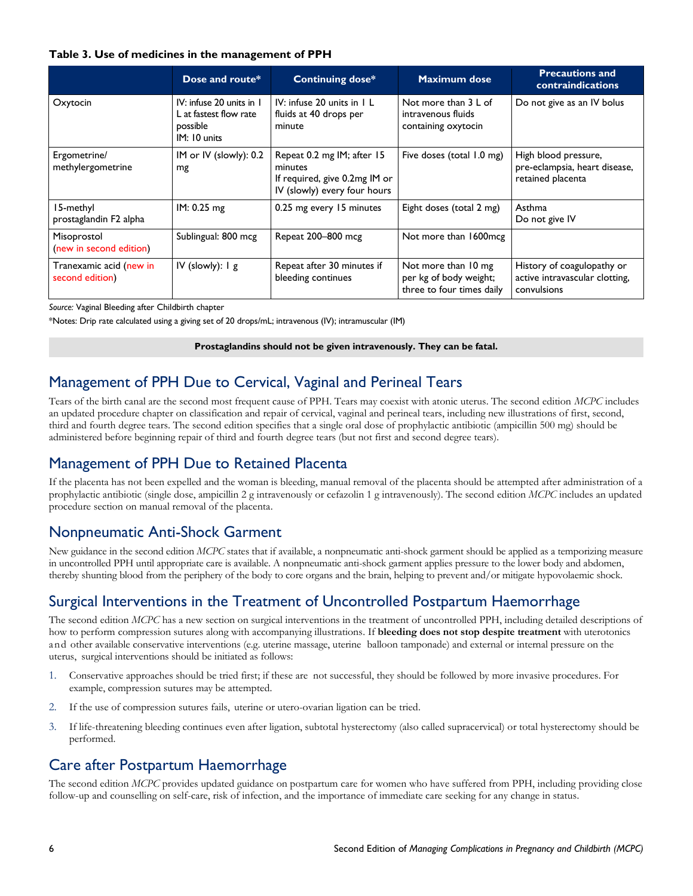**Table 3. Use of medicines in the management of PPH**

| | Dose and route* | Continuing dose* | Maximum dose | Precautions and contraindications |
|---|---|---|---|---|
| Oxytocin | IV: infuse 20 units in 1 L at fastest flow rate possible<br>IM: 10 units | IV: infuse 20 units in 1 L fluids at 40 drops per minute | Not more than 3 L of intravenous fluids containing oxytocin | Do not give as an IV bolus |
| Ergometrine/ methylergometrine | IM or IV (slowly): 0.2 mg | Repeat 0.2 mg IM; after 15 minutes<br>If required, give 0.2mg IM or IV (slowly) every four hours | Five doses (total 1.0 mg) | High blood pressure, pre-eclampsia, heart disease, retained placenta |
| 15-methyl prostaglandin F2 alpha | IM: 0.25 mg | 0.25 mg every 15 minutes | Eight doses (total 2 mg) | Asthma<br>Do not give IV |
| Misoprostol (new in second edition) | Sublingual: 800 mcg | Repeat 200–800 mcg | Not more than 1600mcg | |
| Tranexamic acid (new in second edition) | IV (slowly): 1 g | Repeat after 30 minutes if bleeding continues | Not more than 10 mg per kg of body weight; three to four times daily | History of coagulopathy or active intravascular clotting, convulsions |

*Source:* Vaginal Bleeding after Childbirth chapter

*Notes: Drip rate calculated using a giving set of 20 drops/mL; intravenous (IV); intramuscular (IM)

**Prostaglandins should not be given intravenously. They can be fatal.**

## Management of PPH Due to Cervical, Vaginal and Perineal Tears

Tears of the birth canal are the second most frequent cause of PPH. Tears may coexist with atonic uterus. The second edition *MCPC* includes an updated procedure chapter on classification and repair of cervical, vaginal and perineal tears, including new illustrations of first, second, third and fourth degree tears. The second edition specifies that a single oral dose of prophylactic antibiotic (ampicillin 500 mg) should be administered before beginning repair of third and fourth degree tears (but not first and second degree tears).

## Management of PPH Due to Retained Placenta

If the placenta has not been expelled and the woman is bleeding, manual removal of the placenta should be attempted after administration of a prophylactic antibiotic (single dose, ampicillin 2 g intravenously or cefazolin 1 g intravenously). The second edition *MCPC* includes an updated procedure section on manual removal of the placenta.

## Nonpneumatic Anti-Shock Garment

New guidance in the second edition *MCPC* states that if available, a nonpneumatic anti-shock garment should be applied as a temporizing measure in uncontrolled PPH until appropriate care is available. A nonpneumatic anti-shock garment applies pressure to the lower body and abdomen, thereby shunting blood from the periphery of the body to core organs and the brain, helping to prevent and/or mitigate hypovolaemic shock.

## Surgical Interventions in the Treatment of Uncontrolled Postpartum Haemorrhage

The second edition *MCPC* has a new section on surgical interventions in the treatment of uncontrolled PPH, including detailed descriptions of how to perform compression sutures along with accompanying illustrations. If **bleeding does not stop despite treatment** with uterotonics and other available conservative interventions (e.g. uterine massage, uterine balloon tamponade) and external or internal pressure on the uterus, surgical interventions should be initiated as follows:

1. Conservative approaches should be tried first; if these are not successful, they should be followed by more invasive procedures. For example, compression sutures may be attempted.
2. If the use of compression sutures fails, uterine or utero-ovarian ligation can be tried.
3. If life-threatening bleeding continues even after ligation, subtotal hysterectomy (also called supracervical) or total hysterectomy should be performed.

## Care after Postpartum Haemorrhage

The second edition *MCPC* provides updated guidance on postpartum care for women who have suffered from PPH, including providing close follow-up and counselling on self-care, risk of infection, and the importance of immediate care seeking for any change in status.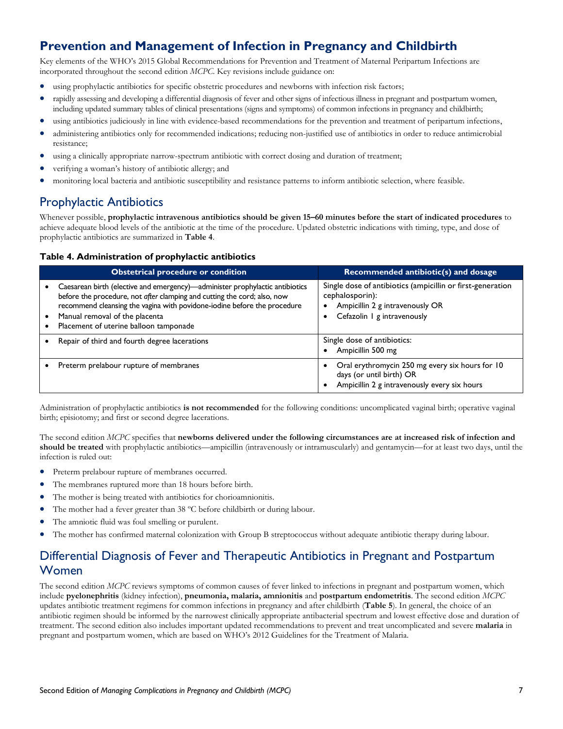## Prevention and Management of Infection in Pregnancy and Childbirth

Key elements of the WHO's 2015 Global Recommendations for Prevention and Treatment of Maternal Peripartum Infections are incorporated throughout the second edition *MCPC*. Key revisions include guidance on:

- using prophylactic antibiotics for specific obstetric procedures and newborns with infection risk factors;
- rapidly assessing and developing a differential diagnosis of fever and other signs of infectious illness in pregnant and postpartum women, including updated summary tables of clinical presentations (signs and symptoms) of common infections in pregnancy and childbirth;
- using antibiotics judiciously in line with evidence-based recommendations for the prevention and treatment of peripartum infections,
- administering antibiotics only for recommended indications; reducing non-justified use of antibiotics in order to reduce antimicrobial resistance;
- using a clinically appropriate narrow-spectrum antibiotic with correct dosing and duration of treatment;
- verifying a woman's history of antibiotic allergy; and
- monitoring local bacteria and antibiotic susceptibility and resistance patterns to inform antibiotic selection, where feasible.

### Prophylactic Antibiotics

Whenever possible, **prophylactic intravenous antibiotics should be given 15–60 minutes before the start of indicated procedures** to achieve adequate blood levels of the antibiotic at the time of the procedure. Updated obstetric indications with timing, type, and dose of prophylactic antibiotics are summarized in **Table 4**.

**Table 4. Administration of prophylactic antibiotics**

| Obstetrical procedure or condition | Recommended antibiotic(s) and dosage |
|---|---|
| • Caesarean birth (elective and emergency)—administer prophylactic antibiotics before the procedure, not *after* clamping and cutting the cord; also, now recommend cleansing the vagina with povidone-iodine before the procedure<br>• Manual removal of the placenta<br>• Placement of uterine balloon tamponade | Single dose of antibiotics (ampicillin or first-generation cephalosporin):<br>• Ampicillin 2 g intravenously OR<br>• Cefazolin 1 g intravenously |
| • Repair of third and fourth degree lacerations | Single dose of antibiotics:<br>• Ampicillin 500 mg |
| • Preterm prelabour rupture of membranes | • Oral erythromycin 250 mg every six hours for 10 days (or until birth) OR<br>• Ampicillin 2 g intravenously every six hours |

Administration of prophylactic antibiotics **is not recommended** for the following conditions: uncomplicated vaginal birth; operative vaginal birth; episiotomy; and first or second degree lacerations.

The second edition *MCPC* specifies that **newborns delivered under the following circumstances are at increased risk of infection and should be treated** with prophylactic antibiotics—ampicillin (intravenously or intramuscularly) and gentamycin—for at least two days, until the infection is ruled out:

- Preterm prelabour rupture of membranes occurred.
- The membranes ruptured more than 18 hours before birth.
- The mother is being treated with antibiotics for chorioamnionitis.
- The mother had a fever greater than 38 ºC before childbirth or during labour.
- The amniotic fluid was foul smelling or purulent.
- The mother has confirmed maternal colonization with Group B streptococcus without adequate antibiotic therapy during labour.

### Differential Diagnosis of Fever and Therapeutic Antibiotics in Pregnant and Postpartum Women

The second edition *MCPC* reviews symptoms of common causes of fever linked to infections in pregnant and postpartum women, which include **pyelonephritis** (kidney infection), **pneumonia, malaria, amnionitis** and **postpartum endometritis**. The second edition *MCPC* updates antibiotic treatment regimens for common infections in pregnancy and after childbirth (**Table 5**). In general, the choice of an antibiotic regimen should be informed by the narrowest clinically appropriate antibacterial spectrum and lowest effective dose and duration of treatment. The second edition also includes important updated recommendations to prevent and treat uncomplicated and severe **malaria** in pregnant and postpartum women, which are based on WHO's 2012 Guidelines for the Treatment of Malaria.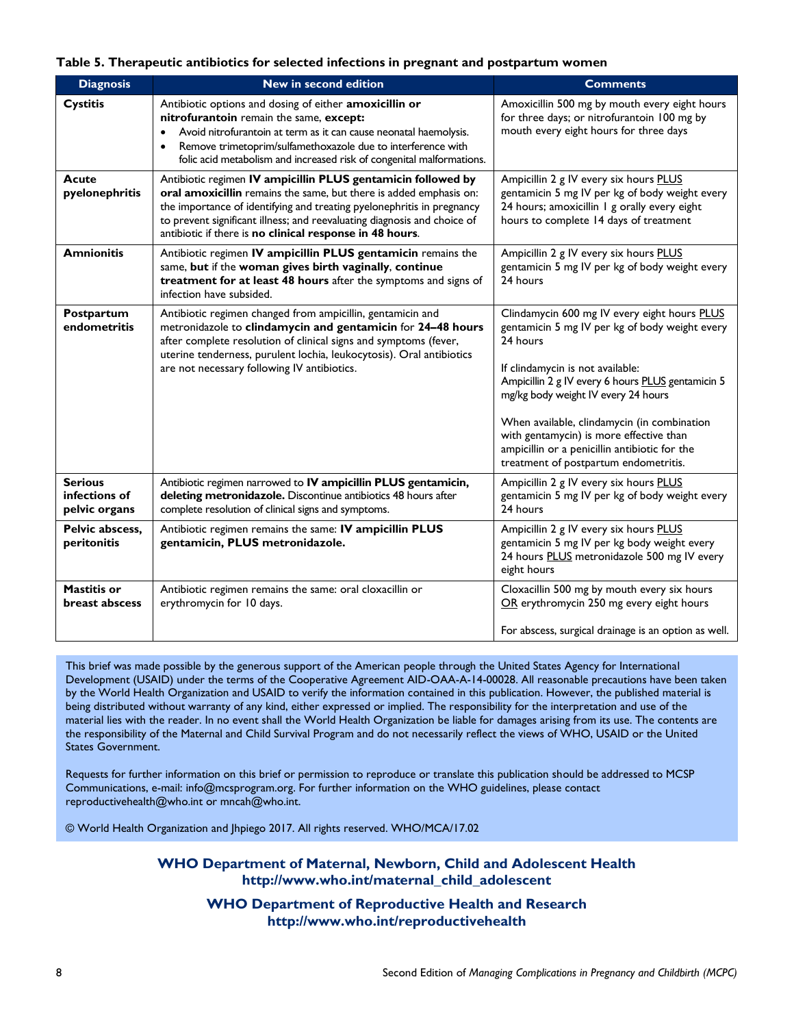**Table 5. Therapeutic antibiotics for selected infections in pregnant and postpartum women**

| Diagnosis | New in second edition | Comments |
|---|---|---|
| **Cystitis** | Antibiotic options and dosing of either **amoxicillin or nitrofurantoin** remain the same, **except:**<br>• Avoid nitrofurantoin at term as it can cause neonatal haemolysis.<br>• Remove trimetoprim/sulfamethoxazole due to interference with folic acid metabolism and increased risk of congenital malformations. | Amoxicillin 500 mg by mouth every eight hours for three days; or nitrofurantoin 100 mg by mouth every eight hours for three days |
| **Acute pyelonephritis** | Antibiotic regimen **IV ampicillin PLUS gentamicin followed by oral amoxicillin** remains the same, but there is added emphasis on: the importance of identifying and treating pyelonephritis in pregnancy to prevent significant illness; and reevaluating diagnosis and choice of antibiotic if there is **no clinical response in 48 hours**. | Ampicillin 2 g IV every six hours PLUS gentamicin 5 mg IV per kg of body weight every 24 hours; amoxicillin 1 g orally every eight hours to complete 14 days of treatment |
| **Amnionitis** | Antibiotic regimen **IV ampicillin PLUS gentamicin** remains the same, **but** if the **woman gives birth vaginally**, **continue treatment for at least 48 hours** after the symptoms and signs of infection have subsided. | Ampicillin 2 g IV every six hours PLUS gentamicin 5 mg IV per kg of body weight every 24 hours |
| **Postpartum endometritis** | Antibiotic regimen changed from ampicillin, gentamicin and metronidazole to **clindamycin and gentamicin** for **24–48 hours** after complete resolution of clinical signs and symptoms (fever, uterine tenderness, purulent lochia, leukocytosis). Oral antibiotics are not necessary following IV antibiotics. | Clindamycin 600 mg IV every eight hours PLUS gentamicin 5 mg IV per kg of body weight every 24 hours<br><br>If clindamycin is not available:<br>Ampicillin 2 g IV every 6 hours PLUS gentamicin 5 mg/kg body weight IV every 24 hours<br><br>When available, clindamycin (in combination with gentamycin) is more effective than ampicillin or a penicillin antibiotic for the treatment of postpartum endometritis. |
| **Serious infections of pelvic organs** | Antibiotic regimen narrowed to **IV ampicillin PLUS gentamicin, deleting metronidazole.** Discontinue antibiotics 48 hours after complete resolution of clinical signs and symptoms. | Ampicillin 2 g IV every six hours PLUS gentamicin 5 mg IV per kg of body weight every 24 hours |
| **Pelvic abscess, peritonitis** | Antibiotic regimen remains the same: **IV ampicillin PLUS gentamicin, PLUS metronidazole.** | Ampicillin 2 g IV every six hours PLUS gentamicin 5 mg IV per kg body weight every 24 hours PLUS metronidazole 500 mg IV every eight hours |
| **Mastitis or breast abscess** | Antibiotic regimen remains the same: oral cloxacillin or erythromycin for 10 days. | Cloxacillin 500 mg by mouth every six hours OR erythromycin 250 mg every eight hours<br><br>For abscess, surgical drainage is an option as well. |

This brief was made possible by the generous support of the American people through the United States Agency for International Development (USAID) under the terms of the Cooperative Agreement AID-OAA-A-14-00028. All reasonable precautions have been taken by the World Health Organization and USAID to verify the information contained in this publication. However, the published material is being distributed without warranty of any kind, either expressed or implied. The responsibility for the interpretation and use of the material lies with the reader. In no event shall the World Health Organization be liable for damages arising from its use. The contents are the responsibility of the Maternal and Child Survival Program and do not necessarily reflect the views of WHO, USAID or the United States Government.

Requests for further information on this brief or permission to reproduce or translate this publication should be addressed to MCSP Communications, e-mail: info@mcsprogram.org. For further information on the WHO guidelines, please contact reproductivehealth@who.int or mncah@who.int.

© World Health Organization and Jhpiego 2017. All rights reserved. WHO/MCA/17.02

**WHO Department of Maternal, Newborn, Child and Adolescent Health**
**http://www.who.int/maternal_child_adolescent**

**WHO Department of Reproductive Health and Research**
**http://www.who.int/reproductivehealth**